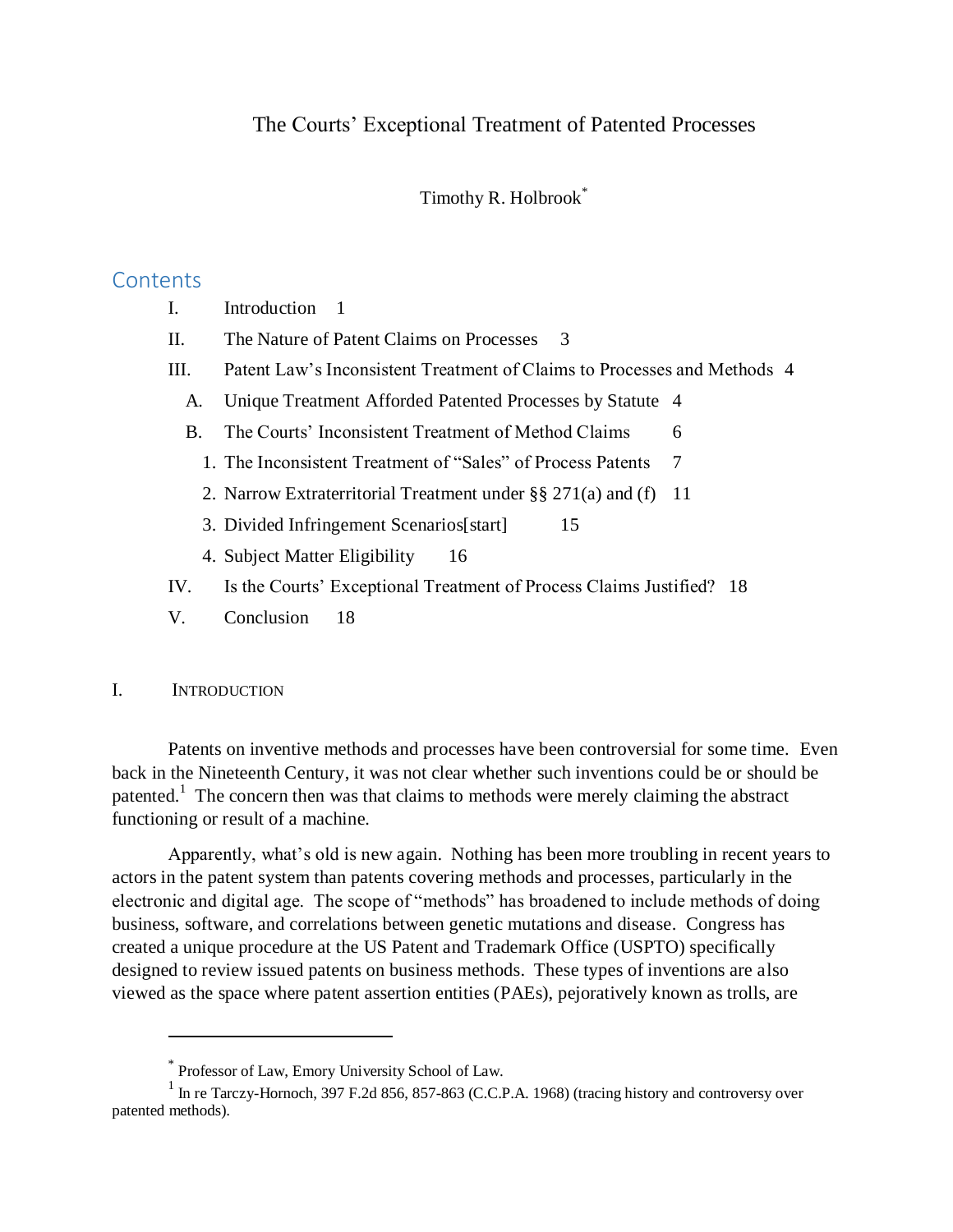# The Courts' Exceptional Treatment of Patented Processes

Timothy R. Holbrook*

## Contents

- I. Introduction 1
- II. The Nature of Patent Claims on Processes 3
- III. Patent Law's Inconsistent Treatment of Claims to Processes and Methods 4
  - A. Unique Treatment Afforded Patented Processes by Statute 4
  - B. The Courts' Inconsistent Treatment of Method Claims 6
    1. The Inconsistent Treatment of "Sales" of Process Patents 7
    2. Narrow Extraterritorial Treatment under §§ 271(a) and (f) 11
    3. Divided Infringement Scenarios[start] 15
    4. Subject Matter Eligibility 16
- IV. Is the Courts' Exceptional Treatment of Process Claims Justified? 18
- V. Conclusion 18

## I. Introduction

Patents on inventive methods and processes have been controversial for some time. Even back in the Nineteenth Century, it was not clear whether such inventions could be or should be patented.[1] The concern then was that claims to methods were merely claiming the abstract functioning or result of a machine.

Apparently, what's old is new again. Nothing has been more troubling in recent years to actors in the patent system than patents covering methods and processes, particularly in the electronic and digital age. The scope of "methods" has broadened to include methods of doing business, software, and correlations between genetic mutations and disease. Congress has created a unique procedure at the US Patent and Trademark Office (USPTO) specifically designed to review issued patents on business methods. These types of inventions are also viewed as the space where patent assertion entities (PAEs), pejoratively known as trolls, are

---

* Professor of Law, Emory University School of Law.

[1] In re Tarczy-Hornoch, 397 F.2d 856, 857-863 (C.C.P.A. 1968) (tracing history and controversy over patented methods).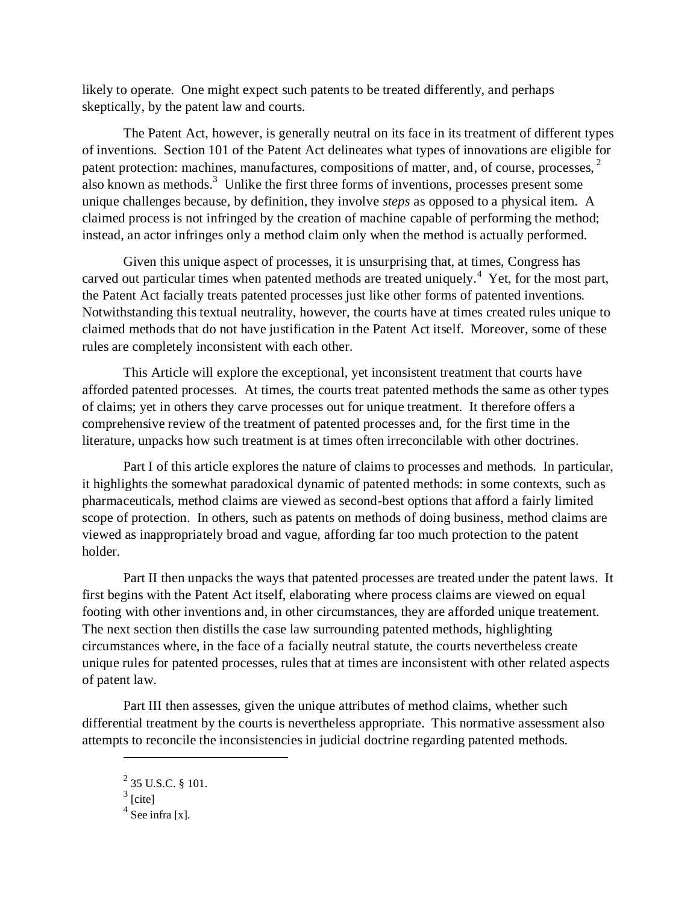likely to operate. One might expect such patents to be treated differently, and perhaps skeptically, by the patent law and courts.

The Patent Act, however, is generally neutral on its face in its treatment of different types of inventions. Section 101 of the Patent Act delineates what types of innovations are eligible for patent protection: machines, manufactures, compositions of matter, and, of course, processes, [2] also known as methods.[3] Unlike the first three forms of inventions, processes present some unique challenges because, by definition, they involve *steps* as opposed to a physical item. A claimed process is not infringed by the creation of machine capable of performing the method; instead, an actor infringes only a method claim only when the method is actually performed.

Given this unique aspect of processes, it is unsurprising that, at times, Congress has carved out particular times when patented methods are treated uniquely.[4] Yet, for the most part, the Patent Act facially treats patented processes just like other forms of patented inventions. Notwithstanding this textual neutrality, however, the courts have at times created rules unique to claimed methods that do not have justification in the Patent Act itself. Moreover, some of these rules are completely inconsistent with each other.

This Article will explore the exceptional, yet inconsistent treatment that courts have afforded patented processes. At times, the courts treat patented methods the same as other types of claims; yet in others they carve processes out for unique treatment. It therefore offers a comprehensive review of the treatment of patented processes and, for the first time in the literature, unpacks how such treatment is at times often irreconcilable with other doctrines.

Part I of this article explores the nature of claims to processes and methods. In particular, it highlights the somewhat paradoxical dynamic of patented methods: in some contexts, such as pharmaceuticals, method claims are viewed as second-best options that afford a fairly limited scope of protection. In others, such as patents on methods of doing business, method claims are viewed as inappropriately broad and vague, affording far too much protection to the patent holder.

Part II then unpacks the ways that patented processes are treated under the patent laws. It first begins with the Patent Act itself, elaborating where process claims are viewed on equal footing with other inventions and, in other circumstances, they are afforded unique treatement. The next section then distills the case law surrounding patented methods, highlighting circumstances where, in the face of a facially neutral statute, the courts nevertheless create unique rules for patented processes, rules that at times are inconsistent with other related aspects of patent law.

Part III then assesses, given the unique attributes of method claims, whether such differential treatment by the courts is nevertheless appropriate. This normative assessment also attempts to reconcile the inconsistencies in judicial doctrine regarding patented methods.

---

[2] 35 U.S.C. § 101.

[3] [cite]

[4] See infra [x].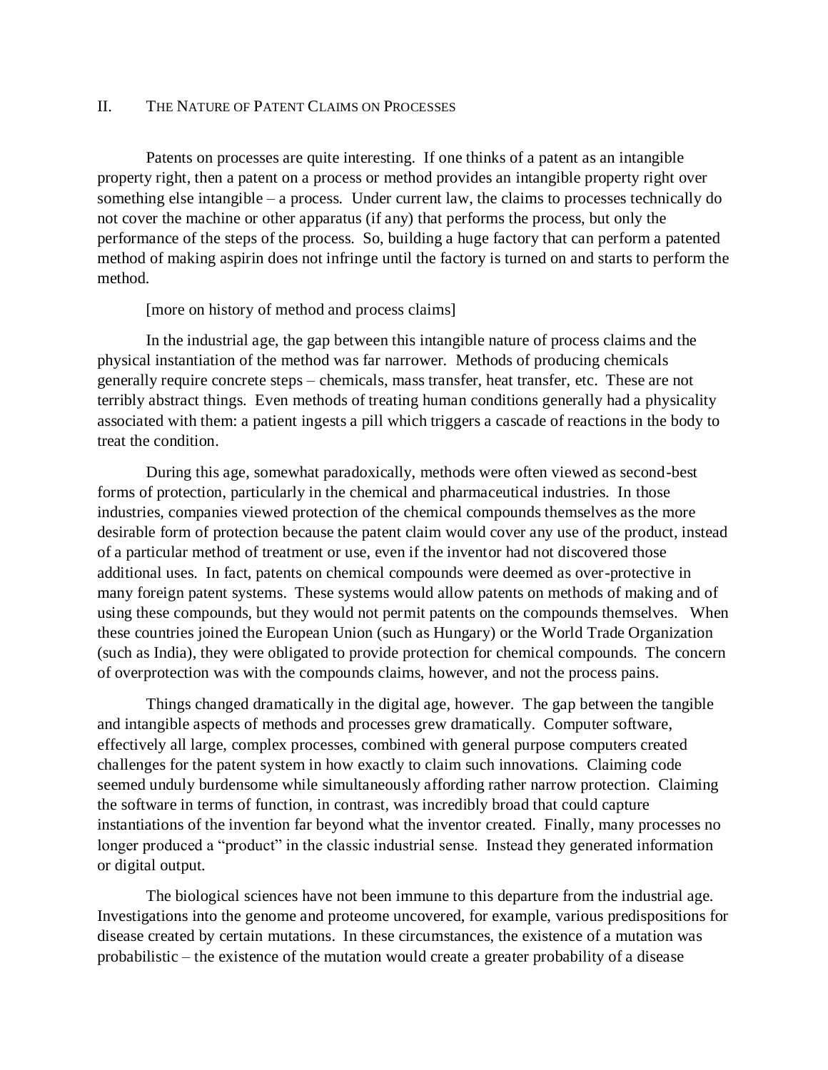## II. The Nature of Patent Claims on Processes

Patents on processes are quite interesting. If one thinks of a patent as an intangible property right, then a patent on a process or method provides an intangible property right over something else intangible – a process. Under current law, the claims to processes technically do not cover the machine or other apparatus (if any) that performs the process, but only the performance of the steps of the process. So, building a huge factory that can perform a patented method of making aspirin does not infringe until the factory is turned on and starts to perform the method.

[more on history of method and process claims]

In the industrial age, the gap between this intangible nature of process claims and the physical instantiation of the method was far narrower. Methods of producing chemicals generally require concrete steps – chemicals, mass transfer, heat transfer, etc. These are not terribly abstract things. Even methods of treating human conditions generally had a physicality associated with them: a patient ingests a pill which triggers a cascade of reactions in the body to treat the condition.

During this age, somewhat paradoxically, methods were often viewed as second-best forms of protection, particularly in the chemical and pharmaceutical industries. In those industries, companies viewed protection of the chemical compounds themselves as the more desirable form of protection because the patent claim would cover any use of the product, instead of a particular method of treatment or use, even if the inventor had not discovered those additional uses. In fact, patents on chemical compounds were deemed as over-protective in many foreign patent systems. These systems would allow patents on methods of making and of using these compounds, but they would not permit patents on the compounds themselves. When these countries joined the European Union (such as Hungary) or the World Trade Organization (such as India), they were obligated to provide protection for chemical compounds. The concern of overprotection was with the compounds claims, however, and not the process pains.

Things changed dramatically in the digital age, however. The gap between the tangible and intangible aspects of methods and processes grew dramatically. Computer software, effectively all large, complex processes, combined with general purpose computers created challenges for the patent system in how exactly to claim such innovations. Claiming code seemed unduly burdensome while simultaneously affording rather narrow protection. Claiming the software in terms of function, in contrast, was incredibly broad that could capture instantiations of the invention far beyond what the inventor created. Finally, many processes no longer produced a "product" in the classic industrial sense. Instead they generated information or digital output.

The biological sciences have not been immune to this departure from the industrial age. Investigations into the genome and proteome uncovered, for example, various predispositions for disease created by certain mutations. In these circumstances, the existence of a mutation was probabilistic – the existence of the mutation would create a greater probability of a disease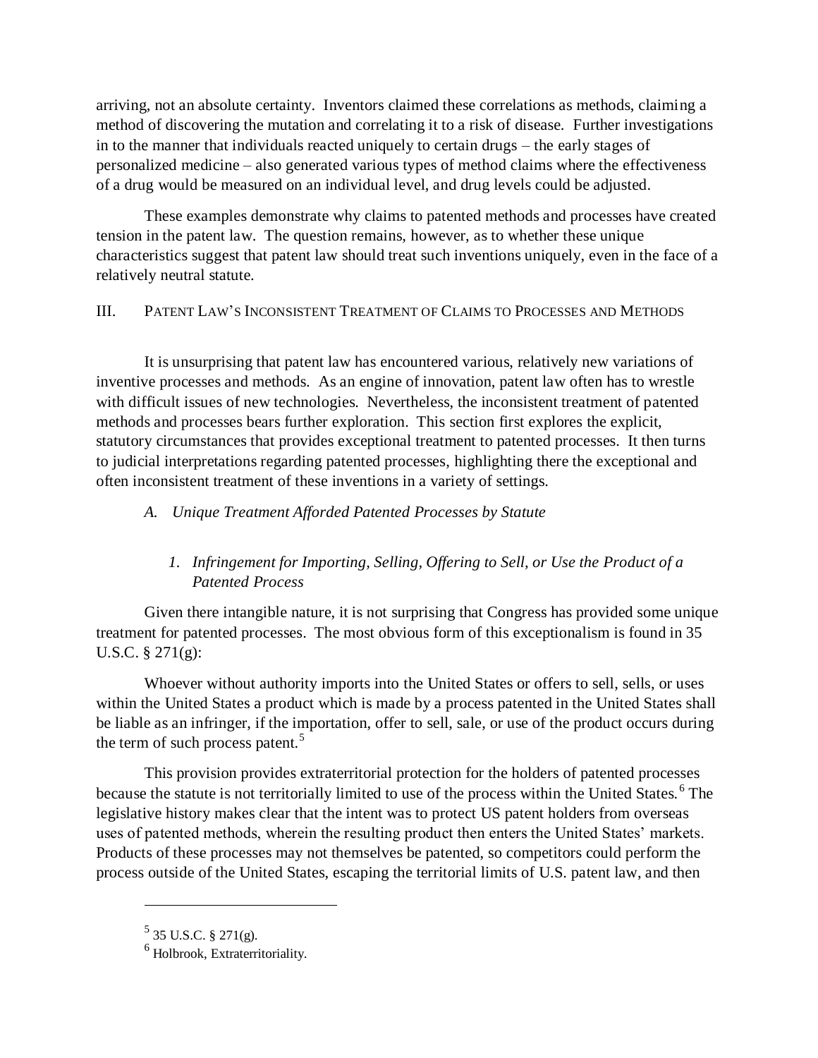arriving, not an absolute certainty. Inventors claimed these correlations as methods, claiming a method of discovering the mutation and correlating it to a risk of disease. Further investigations in to the manner that individuals reacted uniquely to certain drugs – the early stages of personalized medicine – also generated various types of method claims where the effectiveness of a drug would be measured on an individual level, and drug levels could be adjusted.

These examples demonstrate why claims to patented methods and processes have created tension in the patent law. The question remains, however, as to whether these unique characteristics suggest that patent law should treat such inventions uniquely, even in the face of a relatively neutral statute.

## III. Patent Law's Inconsistent Treatment of Claims to Processes and Methods

It is unsurprising that patent law has encountered various, relatively new variations of inventive processes and methods. As an engine of innovation, patent law often has to wrestle with difficult issues of new technologies. Nevertheless, the inconsistent treatment of patented methods and processes bears further exploration. This section first explores the explicit, statutory circumstances that provides exceptional treatment to patented processes. It then turns to judicial interpretations regarding patented processes, highlighting there the exceptional and often inconsistent treatment of these inventions in a variety of settings.

### *A. Unique Treatment Afforded Patented Processes by Statute*

#### *1. Infringement for Importing, Selling, Offering to Sell, or Use the Product of a Patented Process*

Given there intangible nature, it is not surprising that Congress has provided some unique treatment for patented processes. The most obvious form of this exceptionalism is found in 35 U.S.C. § 271(g):

Whoever without authority imports into the United States or offers to sell, sells, or uses within the United States a product which is made by a process patented in the United States shall be liable as an infringer, if the importation, offer to sell, sale, or use of the product occurs during the term of such process patent.[5]

This provision provides extraterritorial protection for the holders of patented processes because the statute is not territorially limited to use of the process within the United States.[6] The legislative history makes clear that the intent was to protect US patent holders from overseas uses of patented methods, wherein the resulting product then enters the United States' markets. Products of these processes may not themselves be patented, so competitors could perform the process outside of the United States, escaping the territorial limits of U.S. patent law, and then

[5] 35 U.S.C. § 271(g).

[6] Holbrook, Extraterritoriality.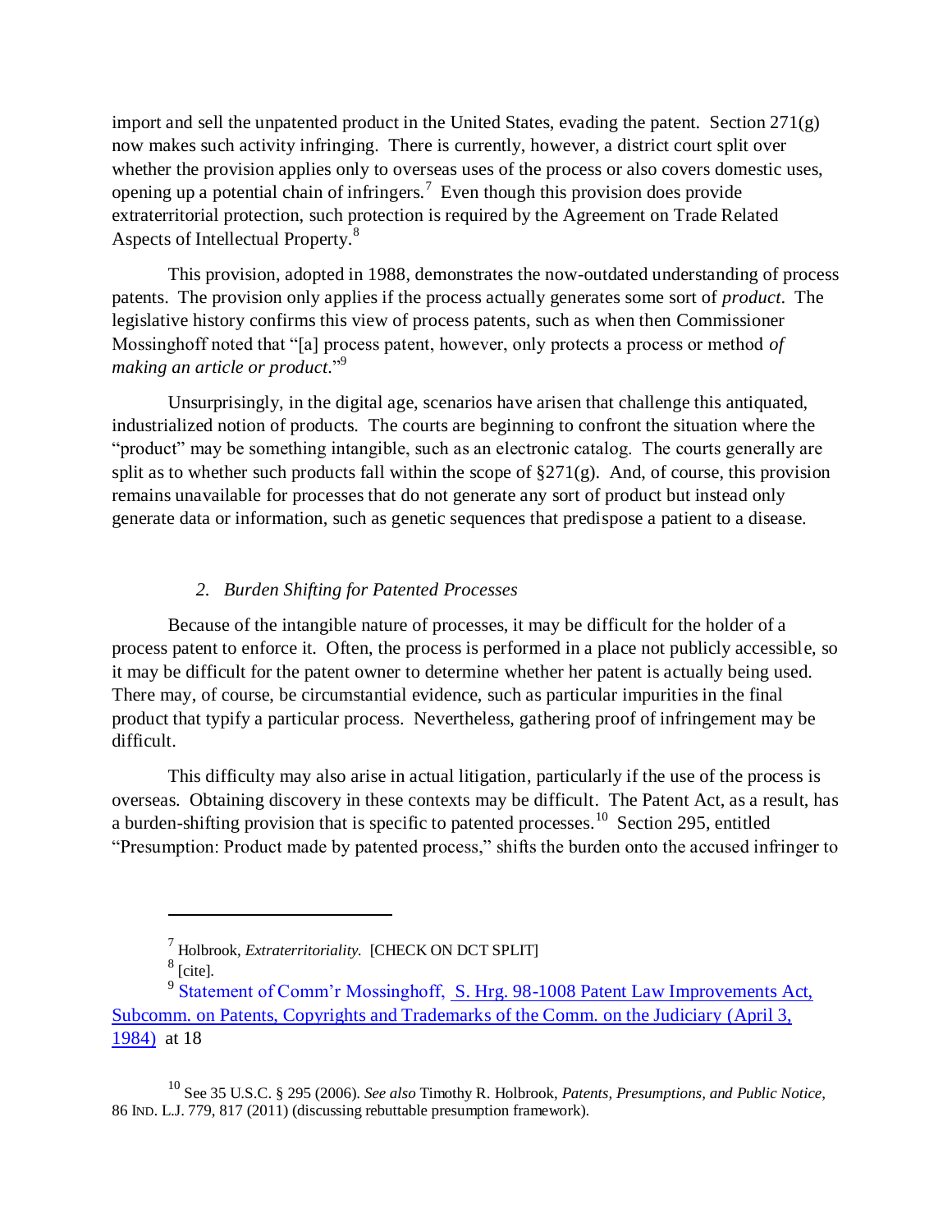import and sell the unpatented product in the United States, evading the patent. Section 271(g) now makes such activity infringing. There is currently, however, a district court split over whether the provision applies only to overseas uses of the process or also covers domestic uses, opening up a potential chain of infringers.[7] Even though this provision does provide extraterritorial protection, such protection is required by the Agreement on Trade Related Aspects of Intellectual Property.[8]

This provision, adopted in 1988, demonstrates the now-outdated understanding of process patents. The provision only applies if the process actually generates some sort of *product*. The legislative history confirms this view of process patents, such as when then Commissioner Mossinghoff noted that "[a] process patent, however, only protects a process or method *of making an article or product*."[9]

Unsurprisingly, in the digital age, scenarios have arisen that challenge this antiquated, industrialized notion of products. The courts are beginning to confront the situation where the "product" may be something intangible, such as an electronic catalog. The courts generally are split as to whether such products fall within the scope of §271(g). And, of course, this provision remains unavailable for processes that do not generate any sort of product but instead only generate data or information, such as genetic sequences that predispose a patient to a disease.

### *2. Burden Shifting for Patented Processes*

Because of the intangible nature of processes, it may be difficult for the holder of a process patent to enforce it. Often, the process is performed in a place not publicly accessible, so it may be difficult for the patent owner to determine whether her patent is actually being used. There may, of course, be circumstantial evidence, such as particular impurities in the final product that typify a particular process. Nevertheless, gathering proof of infringement may be difficult.

This difficulty may also arise in actual litigation, particularly if the use of the process is overseas. Obtaining discovery in these contexts may be difficult. The Patent Act, as a result, has a burden-shifting provision that is specific to patented processes.[10] Section 295, entitled "Presumption: Product made by patented process," shifts the burden onto the accused infringer to

---

[7] Holbrook, *Extraterritoriality*. [CHECK ON DCT SPLIT]

[8] [cite].

[9] Statement of Comm'r Mossinghoff, S. Hrg. 98-1008 Patent Law Improvements Act, Subcomm. on Patents, Copyrights and Trademarks of the Comm. on the Judiciary (April 3, 1984) at 18

[10] See 35 U.S.C. § 295 (2006). *See also* Timothy R. Holbrook, *Patents, Presumptions, and Public Notice*, 86 IND. L.J. 779, 817 (2011) (discussing rebuttable presumption framework).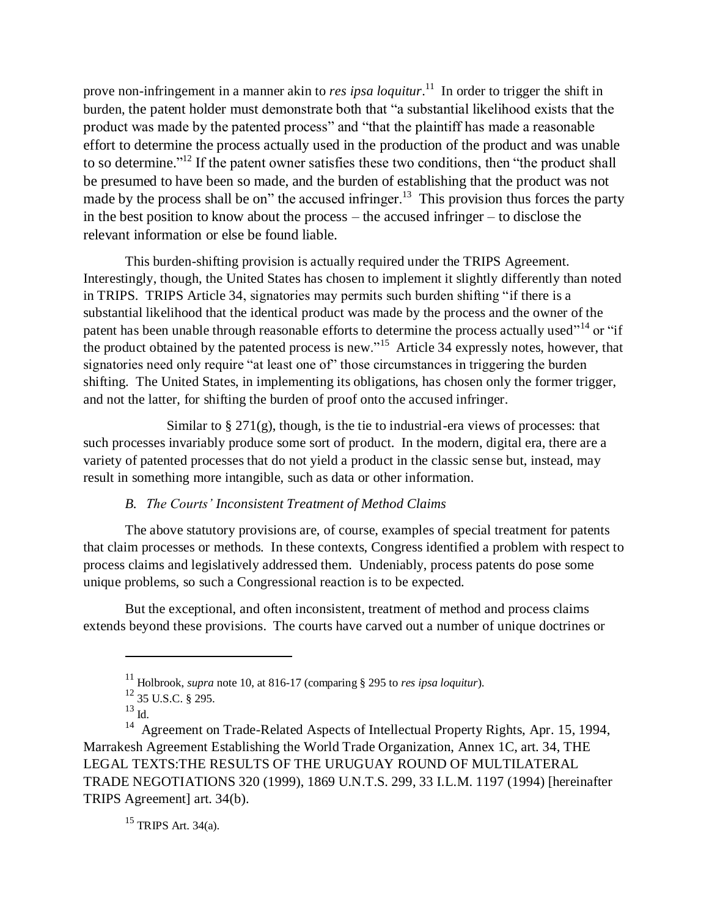prove non-infringement in a manner akin to *res ipsa loquitur*.[11] In order to trigger the shift in burden, the patent holder must demonstrate both that "a substantial likelihood exists that the product was made by the patented process" and "that the plaintiff has made a reasonable effort to determine the process actually used in the production of the product and was unable to so determine."[12] If the patent owner satisfies these two conditions, then "the product shall be presumed to have been so made, and the burden of establishing that the product was not made by the process shall be on" the accused infringer.[13] This provision thus forces the party in the best position to know about the process – the accused infringer – to disclose the relevant information or else be found liable.

This burden-shifting provision is actually required under the TRIPS Agreement. Interestingly, though, the United States has chosen to implement it slightly differently than noted in TRIPS. TRIPS Article 34, signatories may permits such burden shifting "if there is a substantial likelihood that the identical product was made by the process and the owner of the patent has been unable through reasonable efforts to determine the process actually used"[14] or "if the product obtained by the patented process is new."[15] Article 34 expressly notes, however, that signatories need only require "at least one of" those circumstances in triggering the burden shifting. The United States, in implementing its obligations, has chosen only the former trigger, and not the latter, for shifting the burden of proof onto the accused infringer.

Similar to § 271(g), though, is the tie to industrial-era views of processes: that such processes invariably produce some sort of product. In the modern, digital era, there are a variety of patented processes that do not yield a product in the classic sense but, instead, may result in something more intangible, such as data or other information.

### *B. The Courts' Inconsistent Treatment of Method Claims*

The above statutory provisions are, of course, examples of special treatment for patents that claim processes or methods. In these contexts, Congress identified a problem with respect to process claims and legislatively addressed them. Undeniably, process patents do pose some unique problems, so such a Congressional reaction is to be expected.

But the exceptional, and often inconsistent, treatment of method and process claims extends beyond these provisions. The courts have carved out a number of unique doctrines or

---

[11] Holbrook, *supra* note 10, at 816-17 (comparing § 295 to *res ipsa loquitur*).

[12] 35 U.S.C. § 295.

[13] Id.

[14] Agreement on Trade-Related Aspects of Intellectual Property Rights, Apr. 15, 1994, Marrakesh Agreement Establishing the World Trade Organization, Annex 1C, art. 34, THE LEGAL TEXTS:THE RESULTS OF THE URUGUAY ROUND OF MULTILATERAL TRADE NEGOTIATIONS 320 (1999), 1869 U.N.T.S. 299, 33 I.L.M. 1197 (1994) [hereinafter TRIPS Agreement] art. 34(b).

[15] TRIPS Art. 34(a).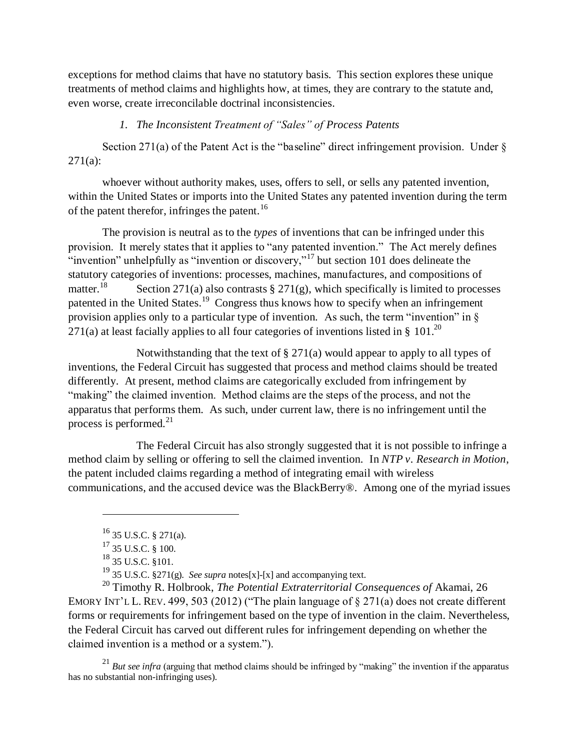exceptions for method claims that have no statutory basis. This section explores these unique treatments of method claims and highlights how, at times, they are contrary to the statute and, even worse, create irreconcilable doctrinal inconsistencies.

### *1. The Inconsistent Treatment of "Sales" of Process Patents*

Section 271(a) of the Patent Act is the "baseline" direct infringement provision. Under § 271(a):

> whoever without authority makes, uses, offers to sell, or sells any patented invention, within the United States or imports into the United States any patented invention during the term of the patent therefor, infringes the patent.[16]

The provision is neutral as to the *types* of inventions that can be infringed under this provision. It merely states that it applies to "any patented invention." The Act merely defines "invention" unhelpfully as "invention or discovery,"[17] but section 101 does delineate the statutory categories of inventions: processes, machines, manufactures, and compositions of matter.[18] Section 271(a) also contrasts § 271(g), which specifically is limited to processes patented in the United States.[19] Congress thus knows how to specify when an infringement provision applies only to a particular type of invention. As such, the term "invention" in § 271(a) at least facially applies to all four categories of inventions listed in § 101.[20]

Notwithstanding that the text of § 271(a) would appear to apply to all types of inventions, the Federal Circuit has suggested that process and method claims should be treated differently. At present, method claims are categorically excluded from infringement by "making" the claimed invention. Method claims are the steps of the process, and not the apparatus that performs them. As such, under current law, there is no infringement until the process is performed.[21]

The Federal Circuit has also strongly suggested that it is not possible to infringe a method claim by selling or offering to sell the claimed invention. In *NTP v. Research in Motion*, the patent included claims regarding a method of integrating email with wireless communications, and the accused device was the BlackBerry®. Among one of the myriad issues

---

[16] 35 U.S.C. § 271(a).

[17] 35 U.S.C. § 100.

[18] 35 U.S.C. §101.

[19] 35 U.S.C. §271(g). *See supra* notes[x]-[x] and accompanying text.

[20] Timothy R. Holbrook, *The Potential Extraterritorial Consequences of* Akamai, 26 EMORY INT'L L. REV. 499, 503 (2012) ("The plain language of § 271(a) does not create different forms or requirements for infringement based on the type of invention in the claim. Nevertheless, the Federal Circuit has carved out different rules for infringement depending on whether the claimed invention is a method or a system.").

[21] *But see infra* (arguing that method claims should be infringed by "making" the invention if the apparatus has no substantial non-infringing uses).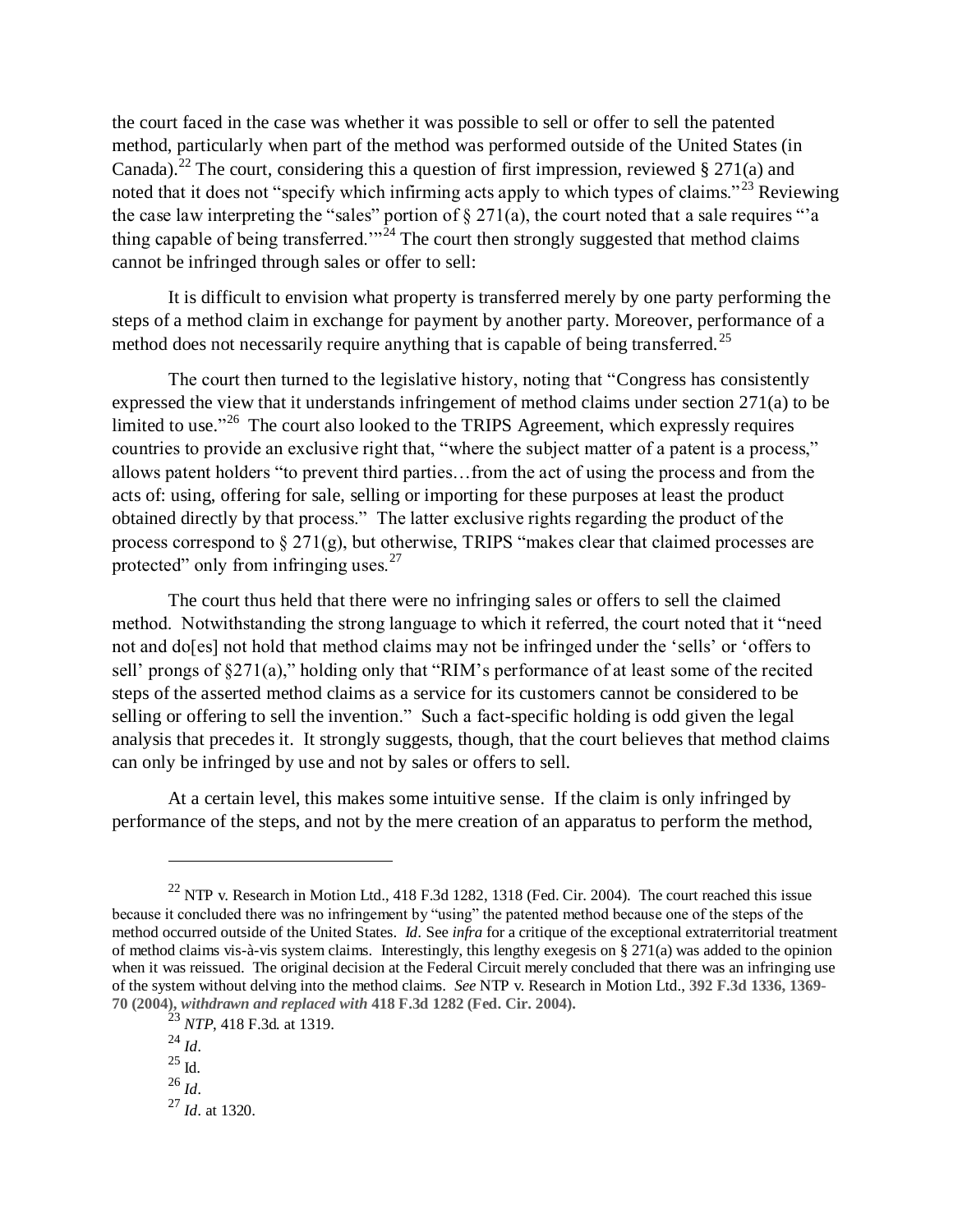the court faced in the case was whether it was possible to sell or offer to sell the patented method, particularly when part of the method was performed outside of the United States (in Canada).[22] The court, considering this a question of first impression, reviewed § 271(a) and noted that it does not "specify which infirming acts apply to which types of claims."[23] Reviewing the case law interpreting the "sales" portion of § 271(a), the court noted that a sale requires "'a thing capable of being transferred.'"[24] The court then strongly suggested that method claims cannot be infringed through sales or offer to sell:

> It is difficult to envision what property is transferred merely by one party performing the steps of a method claim in exchange for payment by another party. Moreover, performance of a method does not necessarily require anything that is capable of being transferred.[25]

The court then turned to the legislative history, noting that "Congress has consistently expressed the view that it understands infringement of method claims under section 271(a) to be limited to use."[26] The court also looked to the TRIPS Agreement, which expressly requires countries to provide an exclusive right that, "where the subject matter of a patent is a process," allows patent holders "to prevent third parties…from the act of using the process and from the acts of: using, offering for sale, selling or importing for these purposes at least the product obtained directly by that process." The latter exclusive rights regarding the product of the process correspond to § 271(g), but otherwise, TRIPS "makes clear that claimed processes are protected" only from infringing uses.[27]

The court thus held that there were no infringing sales or offers to sell the claimed method. Notwithstanding the strong language to which it referred, the court noted that it "need not and do[es] not hold that method claims may not be infringed under the 'sells' or 'offers to sell' prongs of §271(a)," holding only that "RIM's performance of at least some of the recited steps of the asserted method claims as a service for its customers cannot be considered to be selling or offering to sell the invention." Such a fact-specific holding is odd given the legal analysis that precedes it. It strongly suggests, though, that the court believes that method claims can only be infringed by use and not by sales or offers to sell.

At a certain level, this makes some intuitive sense. If the claim is only infringed by performance of the steps, and not by the mere creation of an apparatus to perform the method,

---

[22] NTP v. Research in Motion Ltd., 418 F.3d 1282, 1318 (Fed. Cir. 2004). The court reached this issue because it concluded there was no infringement by "using" the patented method because one of the steps of the method occurred outside of the United States. *Id*. See *infra* for a critique of the exceptional extraterritorial treatment of method claims vis-à-vis system claims. Interestingly, this lengthy exegesis on § 271(a) was added to the opinion when it was reissued. The original decision at the Federal Circuit merely concluded that there was an infringing use of the system without delving into the method claims. *See* NTP v. Research in Motion Ltd., **392 F.3d 1336, 1369-70 (2004),** ***withdrawn and replaced with*** **418 F.3d 1282 (Fed. Cir. 2004).**

[23] *NTP*, 418 F.3d. at 1319.

[24] *Id*.

[25] Id.

[26] *Id*.

[27] *Id*. at 1320.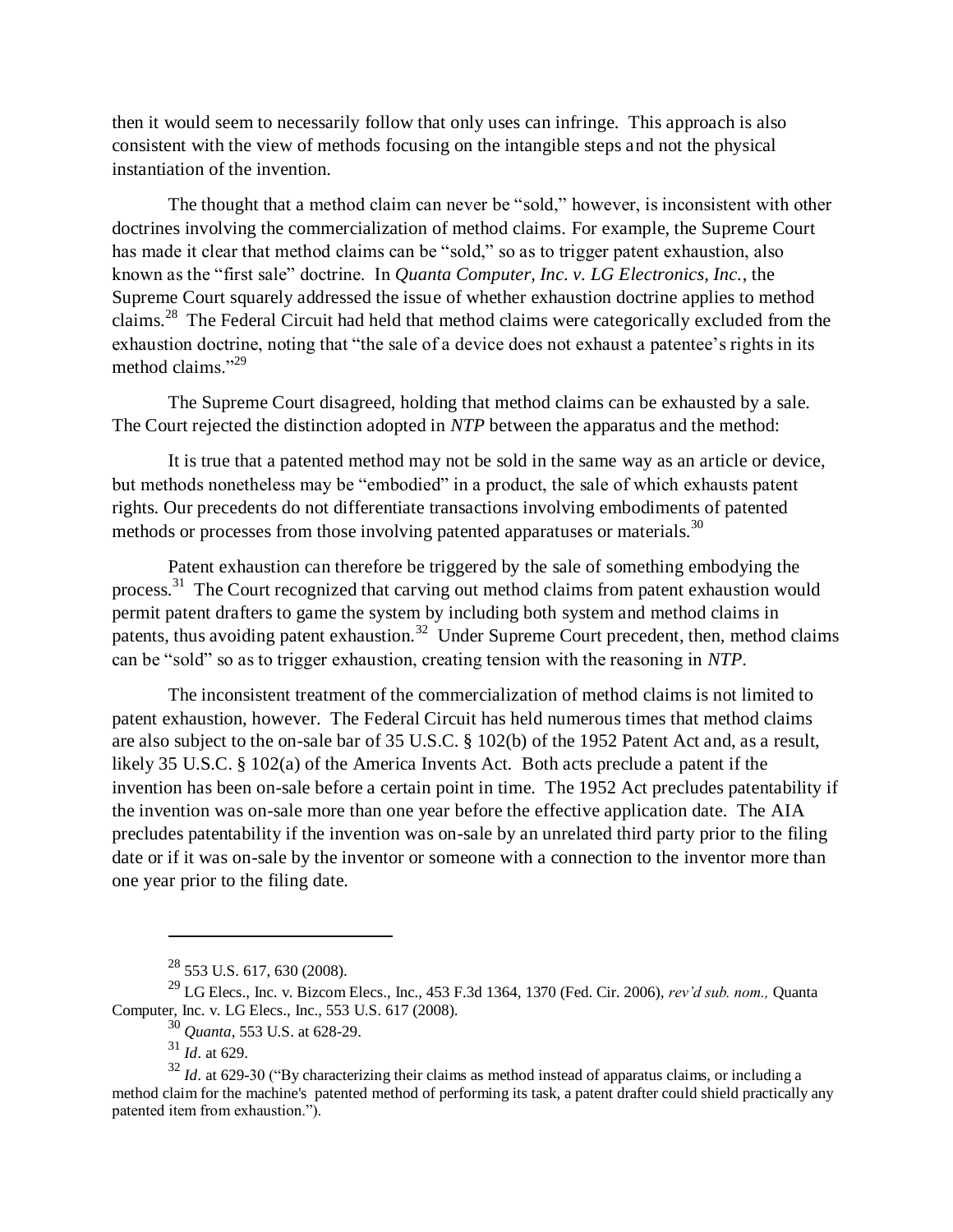then it would seem to necessarily follow that only uses can infringe. This approach is also consistent with the view of methods focusing on the intangible steps and not the physical instantiation of the invention.

The thought that a method claim can never be "sold," however, is inconsistent with other doctrines involving the commercialization of method claims. For example, the Supreme Court has made it clear that method claims can be "sold," so as to trigger patent exhaustion, also known as the "first sale" doctrine. In *Quanta Computer, Inc. v. LG Electronics, Inc.*, the Supreme Court squarely addressed the issue of whether exhaustion doctrine applies to method claims.[28] The Federal Circuit had held that method claims were categorically excluded from the exhaustion doctrine, noting that "the sale of a device does not exhaust a patentee's rights in its method claims."[29]

The Supreme Court disagreed, holding that method claims can be exhausted by a sale. The Court rejected the distinction adopted in *NTP* between the apparatus and the method:

> It is true that a patented method may not be sold in the same way as an article or device, but methods nonetheless may be "embodied" in a product, the sale of which exhausts patent rights. Our precedents do not differentiate transactions involving embodiments of patented methods or processes from those involving patented apparatuses or materials.[30]

Patent exhaustion can therefore be triggered by the sale of something embodying the process.[31] The Court recognized that carving out method claims from patent exhaustion would permit patent drafters to game the system by including both system and method claims in patents, thus avoiding patent exhaustion.[32] Under Supreme Court precedent, then, method claims can be "sold" so as to trigger exhaustion, creating tension with the reasoning in *NTP*.

The inconsistent treatment of the commercialization of method claims is not limited to patent exhaustion, however. The Federal Circuit has held numerous times that method claims are also subject to the on-sale bar of 35 U.S.C. § 102(b) of the 1952 Patent Act and, as a result, likely 35 U.S.C. § 102(a) of the America Invents Act. Both acts preclude a patent if the invention has been on-sale before a certain point in time. The 1952 Act precludes patentability if the invention was on-sale more than one year before the effective application date. The AIA precludes patentability if the invention was on-sale by an unrelated third party prior to the filing date or if it was on-sale by the inventor or someone with a connection to the inventor more than one year prior to the filing date.

---

[28] 553 U.S. 617, 630 (2008).

[29] LG Elecs., Inc. v. Bizcom Elecs., Inc., 453 F.3d 1364, 1370 (Fed. Cir. 2006), *rev'd sub. nom.,* Quanta Computer, Inc. v. LG Elecs., Inc., 553 U.S. 617 (2008).

[30] *Quanta*, 553 U.S. at 628-29.

[31] *Id*. at 629.

[32] *Id*. at 629-30 ("By characterizing their claims as method instead of apparatus claims, or including a method claim for the machine's patented method of performing its task, a patent drafter could shield practically any patented item from exhaustion.").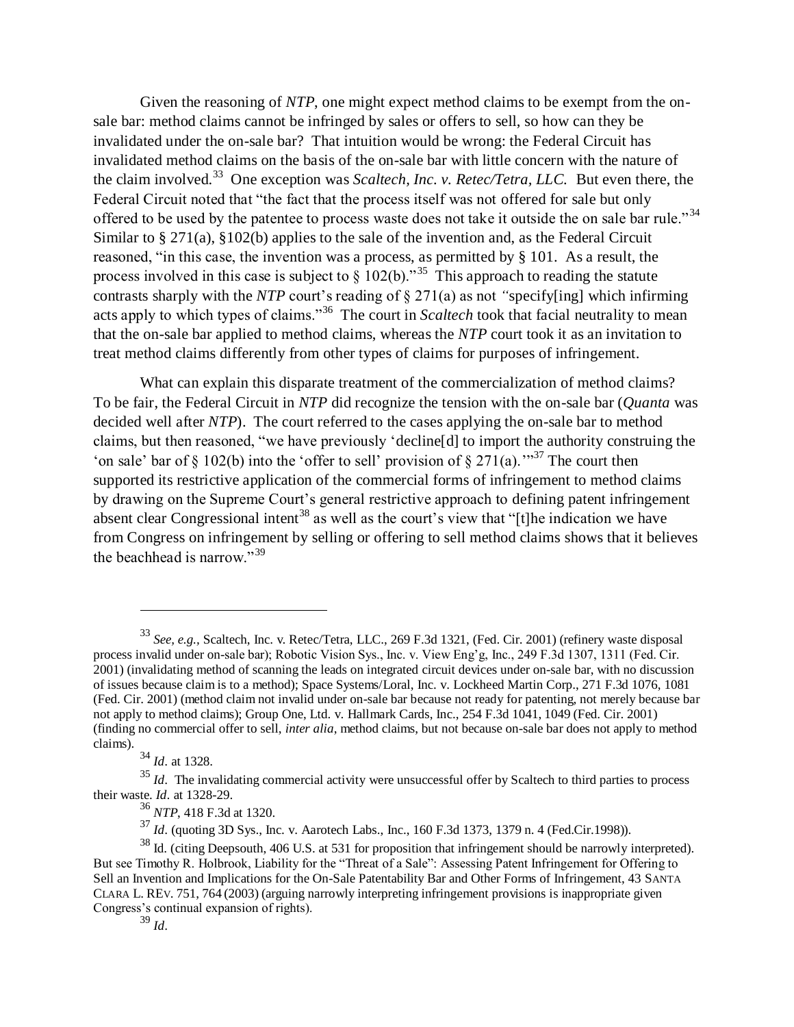Given the reasoning of *NTP*, one might expect method claims to be exempt from the on-sale bar: method claims cannot be infringed by sales or offers to sell, so how can they be invalidated under the on-sale bar? That intuition would be wrong: the Federal Circuit has invalidated method claims on the basis of the on-sale bar with little concern with the nature of the claim involved.[33] One exception was *Scaltech, Inc. v. Retec/Tetra, LLC.* But even there, the Federal Circuit noted that "the fact that the process itself was not offered for sale but only offered to be used by the patentee to process waste does not take it outside the on sale bar rule."[34] Similar to § 271(a), §102(b) applies to the sale of the invention and, as the Federal Circuit reasoned, "in this case, the invention was a process, as permitted by § 101. As a result, the process involved in this case is subject to § 102(b)."[35] This approach to reading the statute contrasts sharply with the *NTP* court's reading of § 271(a) as not *"*specify[ing] which infirming acts apply to which types of claims."[36] The court in *Scaltech* took that facial neutrality to mean that the on-sale bar applied to method claims, whereas the *NTP* court took it as an invitation to treat method claims differently from other types of claims for purposes of infringement.

What can explain this disparate treatment of the commercialization of method claims? To be fair, the Federal Circuit in *NTP* did recognize the tension with the on-sale bar (*Quanta* was decided well after *NTP*). The court referred to the cases applying the on-sale bar to method claims, but then reasoned, "we have previously 'decline[d] to import the authority construing the 'on sale' bar of § 102(b) into the 'offer to sell' provision of § 271(a).'"[37] The court then supported its restrictive application of the commercial forms of infringement to method claims by drawing on the Supreme Court's general restrictive approach to defining patent infringement absent clear Congressional intent[38] as well as the court's view that "[t]he indication we have from Congress on infringement by selling or offering to sell method claims shows that it believes the beachhead is narrow."[39]

---

[33] *See, e.g.,* Scaltech, Inc. v. Retec/Tetra, LLC., 269 F.3d 1321, (Fed. Cir. 2001) (refinery waste disposal process invalid under on-sale bar); Robotic Vision Sys., Inc. v. View Eng'g, Inc., 249 F.3d 1307, 1311 (Fed. Cir. 2001) (invalidating method of scanning the leads on integrated circuit devices under on-sale bar, with no discussion of issues because claim is to a method); Space Systems/Loral, Inc. v. Lockheed Martin Corp., 271 F.3d 1076, 1081 (Fed. Cir. 2001) (method claim not invalid under on-sale bar because not ready for patenting, not merely because bar not apply to method claims); Group One, Ltd. v. Hallmark Cards, Inc., 254 F.3d 1041, 1049 (Fed. Cir. 2001) (finding no commercial offer to sell, *inter alia*, method claims, but not because on-sale bar does not apply to method claims).

[34] *Id*. at 1328.

[35] *Id*. The invalidating commercial activity were unsuccessful offer by Scaltech to third parties to process their waste. *Id*. at 1328-29.

[36] *NTP*, 418 F.3d at 1320.

[37] *Id*. (quoting 3D Sys., Inc. v. Aarotech Labs., Inc., 160 F.3d 1373, 1379 n. 4 (Fed.Cir.1998)).

[38] Id. (citing Deepsouth, 406 U.S. at 531 for proposition that infringement should be narrowly interpreted). But see Timothy R. Holbrook, Liability for the "Threat of a Sale": Assessing Patent Infringement for Offering to Sell an Invention and Implications for the On-Sale Patentability Bar and Other Forms of Infringement, 43 SANTA CLARA L. REV. 751, 764 (2003) (arguing narrowly interpreting infringement provisions is inappropriate given Congress's continual expansion of rights).

[39] *Id*.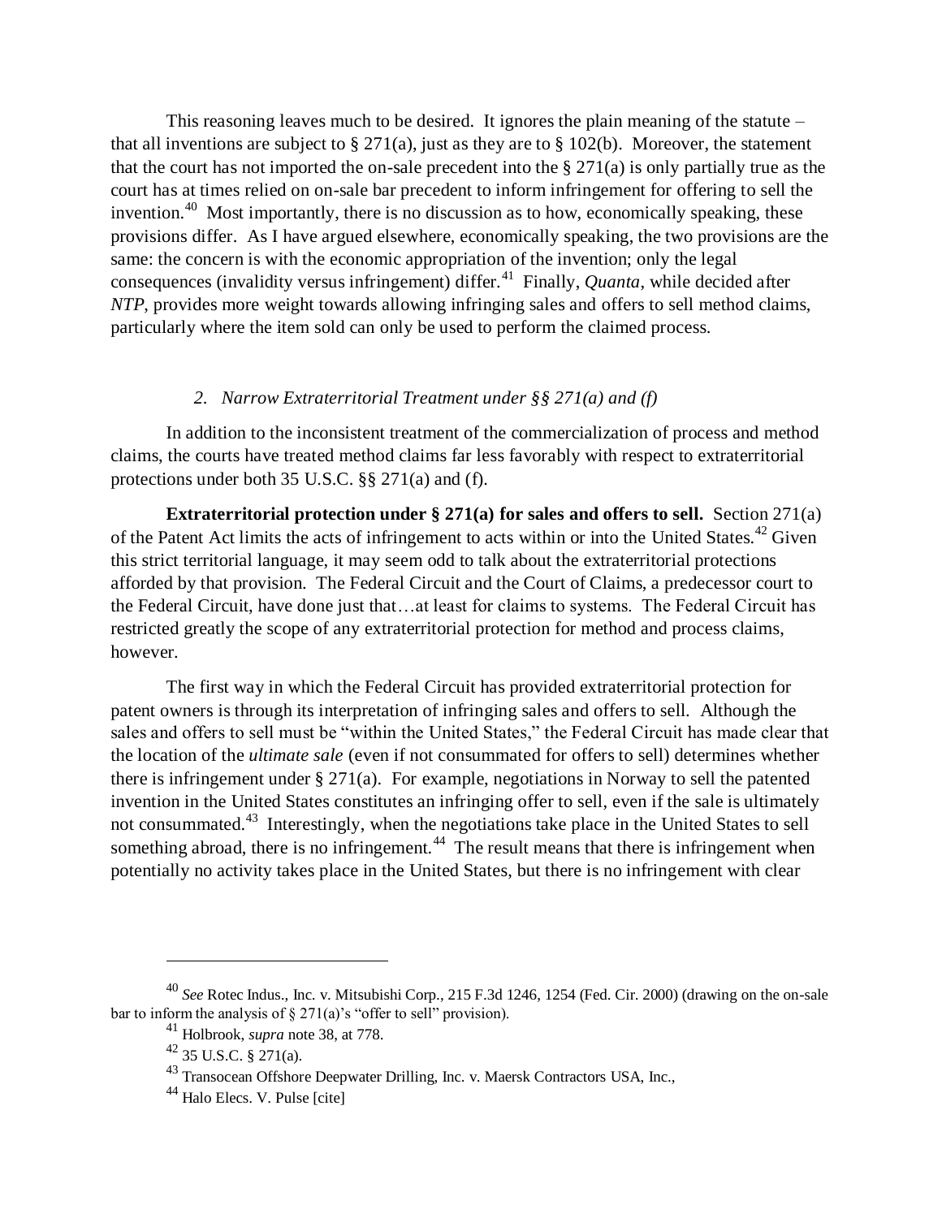This reasoning leaves much to be desired. It ignores the plain meaning of the statute – that all inventions are subject to § 271(a), just as they are to § 102(b). Moreover, the statement that the court has not imported the on-sale precedent into the § 271(a) is only partially true as the court has at times relied on on-sale bar precedent to inform infringement for offering to sell the invention.[40] Most importantly, there is no discussion as to how, economically speaking, these provisions differ. As I have argued elsewhere, economically speaking, the two provisions are the same: the concern is with the economic appropriation of the invention; only the legal consequences (invalidity versus infringement) differ.[41] Finally, *Quanta*, while decided after *NTP*, provides more weight towards allowing infringing sales and offers to sell method claims, particularly where the item sold can only be used to perform the claimed process.

### *2. Narrow Extraterritorial Treatment under §§ 271(a) and (f)*

In addition to the inconsistent treatment of the commercialization of process and method claims, the courts have treated method claims far less favorably with respect to extraterritorial protections under both 35 U.S.C. §§ 271(a) and (f).

**Extraterritorial protection under § 271(a) for sales and offers to sell.** Section 271(a) of the Patent Act limits the acts of infringement to acts within or into the United States.[42] Given this strict territorial language, it may seem odd to talk about the extraterritorial protections afforded by that provision. The Federal Circuit and the Court of Claims, a predecessor court to the Federal Circuit, have done just that…at least for claims to systems. The Federal Circuit has restricted greatly the scope of any extraterritorial protection for method and process claims, however.

The first way in which the Federal Circuit has provided extraterritorial protection for patent owners is through its interpretation of infringing sales and offers to sell. Although the sales and offers to sell must be "within the United States," the Federal Circuit has made clear that the location of the *ultimate sale* (even if not consummated for offers to sell) determines whether there is infringement under § 271(a). For example, negotiations in Norway to sell the patented invention in the United States constitutes an infringing offer to sell, even if the sale is ultimately not consummated.[43] Interestingly, when the negotiations take place in the United States to sell something abroad, there is no infringement.[44] The result means that there is infringement when potentially no activity takes place in the United States, but there is no infringement with clear

---

[40] *See* Rotec Indus., Inc. v. Mitsubishi Corp., 215 F.3d 1246, 1254 (Fed. Cir. 2000) (drawing on the on-sale bar to inform the analysis of § 271(a)'s "offer to sell" provision).

[41] Holbrook, *supra* note 38, at 778.

[42] 35 U.S.C. § 271(a).

[43] Transocean Offshore Deepwater Drilling, Inc. v. Maersk Contractors USA, Inc.,

[44] Halo Elecs. V. Pulse [cite]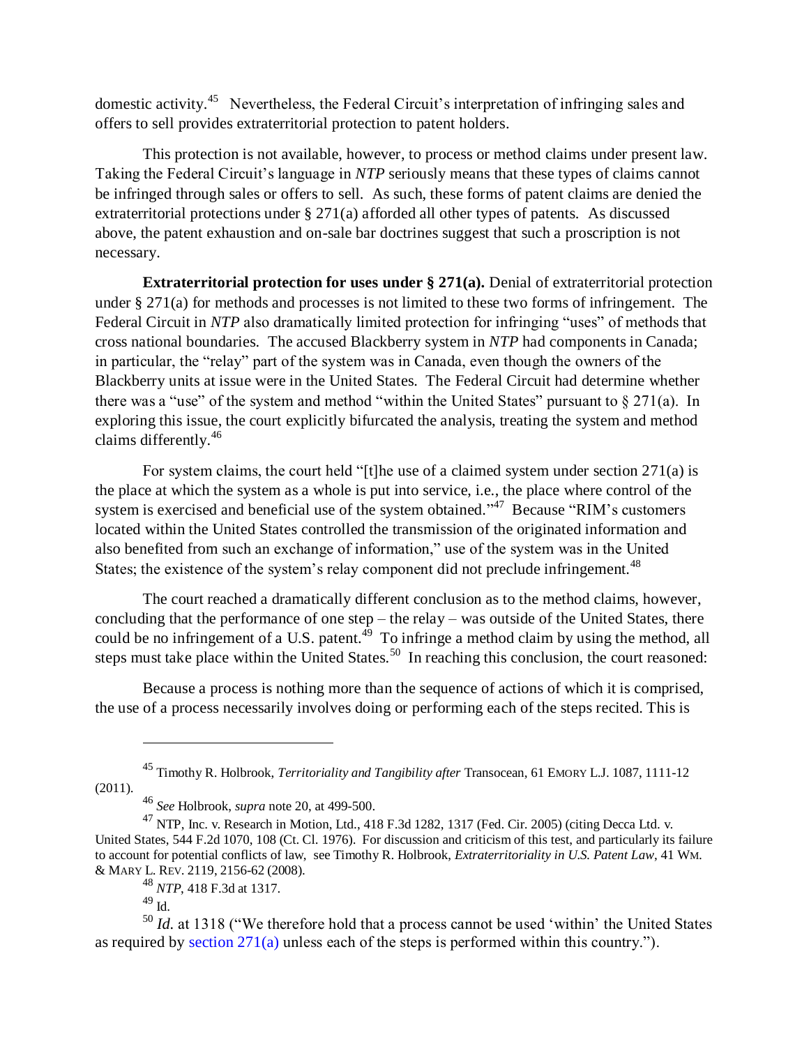domestic activity.[45] Nevertheless, the Federal Circuit's interpretation of infringing sales and offers to sell provides extraterritorial protection to patent holders.

This protection is not available, however, to process or method claims under present law. Taking the Federal Circuit's language in *NTP* seriously means that these types of claims cannot be infringed through sales or offers to sell. As such, these forms of patent claims are denied the extraterritorial protections under § 271(a) afforded all other types of patents. As discussed above, the patent exhaustion and on-sale bar doctrines suggest that such a proscription is not necessary.

**Extraterritorial protection for uses under § 271(a).** Denial of extraterritorial protection under § 271(a) for methods and processes is not limited to these two forms of infringement. The Federal Circuit in *NTP* also dramatically limited protection for infringing "uses" of methods that cross national boundaries. The accused Blackberry system in *NTP* had components in Canada; in particular, the "relay" part of the system was in Canada, even though the owners of the Blackberry units at issue were in the United States. The Federal Circuit had determine whether there was a "use" of the system and method "within the United States" pursuant to § 271(a). In exploring this issue, the court explicitly bifurcated the analysis, treating the system and method claims differently.[46]

For system claims, the court held "[t]he use of a claimed system under section 271(a) is the place at which the system as a whole is put into service, i.e., the place where control of the system is exercised and beneficial use of the system obtained."[47] Because "RIM's customers located within the United States controlled the transmission of the originated information and also benefited from such an exchange of information," use of the system was in the United States; the existence of the system's relay component did not preclude infringement.[48]

The court reached a dramatically different conclusion as to the method claims, however, concluding that the performance of one step – the relay – was outside of the United States, there could be no infringement of a U.S. patent.[49] To infringe a method claim by using the method, all steps must take place within the United States.[50] In reaching this conclusion, the court reasoned:

Because a process is nothing more than the sequence of actions of which it is comprised, the use of a process necessarily involves doing or performing each of the steps recited. This is

---

[45] Timothy R. Holbrook, *Territoriality and Tangibility after* Transocean, 61 EMORY L.J. 1087, 1111-12 (2011).

[46] *See* Holbrook, *supra* note 20, at 499-500.

[47] NTP, Inc. v. Research in Motion, Ltd., 418 F.3d 1282, 1317 (Fed. Cir. 2005) (citing Decca Ltd. v. United States, 544 F.2d 1070, 108 (Ct. Cl. 1976). For discussion and criticism of this test, and particularly its failure to account for potential conflicts of law, see Timothy R. Holbrook, *Extraterritoriality in U.S. Patent Law*, 41 WM. & MARY L. REV. 2119, 2156-62 (2008).

[48] *NTP*, 418 F.3d at 1317.

[49] Id.

[50] *Id.* at 1318 ("We therefore hold that a process cannot be used 'within' the United States as required by section 271(a) unless each of the steps is performed within this country.").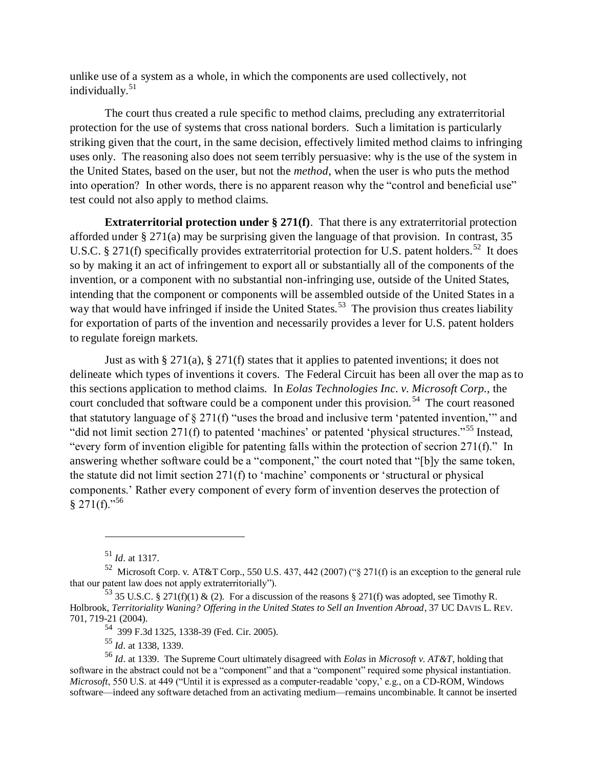unlike use of a system as a whole, in which the components are used collectively, not individually.[51]

The court thus created a rule specific to method claims, precluding any extraterritorial protection for the use of systems that cross national borders. Such a limitation is particularly striking given that the court, in the same decision, effectively limited method claims to infringing uses only. The reasoning also does not seem terribly persuasive: why is the use of the system in the United States, based on the user, but not the *method*, when the user is who puts the method into operation? In other words, there is no apparent reason why the "control and beneficial use" test could not also apply to method claims.

**Extraterritorial protection under § 271(f)**. That there is any extraterritorial protection afforded under § 271(a) may be surprising given the language of that provision. In contrast, 35 U.S.C. § 271(f) specifically provides extraterritorial protection for U.S. patent holders.[52] It does so by making it an act of infringement to export all or substantially all of the components of the invention, or a component with no substantial non-infringing use, outside of the United States, intending that the component or components will be assembled outside of the United States in a way that would have infringed if inside the United States.[53] The provision thus creates liability for exportation of parts of the invention and necessarily provides a lever for U.S. patent holders to regulate foreign markets.

Just as with § 271(a), § 271(f) states that it applies to patented inventions; it does not delineate which types of inventions it covers. The Federal Circuit has been all over the map as to this sections application to method claims. In *Eolas Technologies Inc. v. Microsoft Corp.*, the court concluded that software could be a component under this provision.[54] The court reasoned that statutory language of § 271(f) "uses the broad and inclusive term 'patented invention,'" and "did not limit section 271(f) to patented 'machines' or patented 'physical structures.'"[55] Instead, "every form of invention eligible for patenting falls within the protection of secrion 271(f)." In answering whether software could be a "component," the court noted that "[b]y the same token, the statute did not limit section 271(f) to 'machine' components or 'structural or physical components.' Rather every component of every form of invention deserves the protection of § 271(f)."[56]

---

[51] *Id*. at 1317.

[52] Microsoft Corp. v. AT&T Corp., 550 U.S. 437, 442 (2007) ("§ 271(f) is an exception to the general rule that our patent law does not apply extraterritorially").

[53] 35 U.S.C. § 271(f)(1) & (2). For a discussion of the reasons § 271(f) was adopted, see Timothy R. Holbrook, *Territoriality Waning? Offering in the United States to Sell an Invention Abroad*, 37 UC DAVIS L. REV. 701, 719-21 (2004).

[54] 399 F.3d 1325, 1338-39 (Fed. Cir. 2005).

[55] *Id*. at 1338, 1339.

[56] *Id*. at 1339. The Supreme Court ultimately disagreed with *Eolas* in *Microsoft v. AT&T*, holding that software in the abstract could not be a "component" and that a "component" required some physical instantiation. *Microsoft*, 550 U.S. at 449 ("Until it is expressed as a computer-readable 'copy,' e.g., on a CD-ROM, Windows software—indeed any software detached from an activating medium—remains uncombinable. It cannot be inserted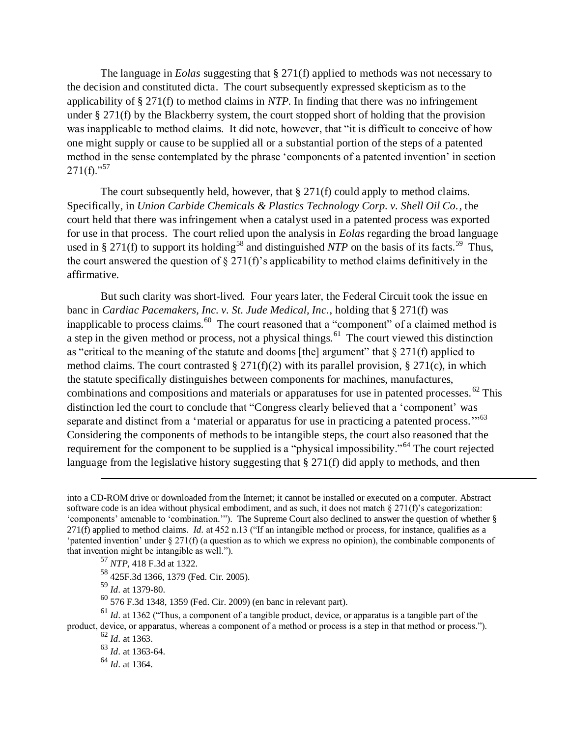The language in *Eolas* suggesting that § 271(f) applied to methods was not necessary to the decision and constituted dicta. The court subsequently expressed skepticism as to the applicability of § 271(f) to method claims in *NTP*. In finding that there was no infringement under § 271(f) by the Blackberry system, the court stopped short of holding that the provision was inapplicable to method claims. It did note, however, that "it is difficult to conceive of how one might supply or cause to be supplied all or a substantial portion of the steps of a patented method in the sense contemplated by the phrase 'components of a patented invention' in section 271(f)."[57]

The court subsequently held, however, that § 271(f) could apply to method claims. Specifically, in *Union Carbide Chemicals & Plastics Technology Corp. v. Shell Oil Co.*, the court held that there was infringement when a catalyst used in a patented process was exported for use in that process. The court relied upon the analysis in *Eolas* regarding the broad language used in § 271(f) to support its holding[58] and distinguished *NTP* on the basis of its facts.[59] Thus, the court answered the question of § 271(f)'s applicability to method claims definitively in the affirmative.

But such clarity was short-lived. Four years later, the Federal Circuit took the issue en banc in *Cardiac Pacemakers, Inc. v. St. Jude Medical, Inc.*, holding that § 271(f) was inapplicable to process claims.[60] The court reasoned that a "component" of a claimed method is a step in the given method or process, not a physical things.[61] The court viewed this distinction as "critical to the meaning of the statute and dooms [the] argument" that § 271(f) applied to method claims. The court contrasted § 271(f)(2) with its parallel provision, § 271(c), in which the statute specifically distinguishes between components for machines, manufactures, combinations and compositions and materials or apparatuses for use in patented processes.[62] This distinction led the court to conclude that "Congress clearly believed that a 'component' was separate and distinct from a 'material or apparatus for use in practicing a patented process.'"[63] Considering the components of methods to be intangible steps, the court also reasoned that the requirement for the component to be supplied is a "physical impossibility."[64] The court rejected language from the legislative history suggesting that § 271(f) did apply to methods, and then

---

into a CD-ROM drive or downloaded from the Internet; it cannot be installed or executed on a computer. Abstract software code is an idea without physical embodiment, and as such, it does not match § 271(f)'s categorization: 'components' amenable to 'combination.'"). The Supreme Court also declined to answer the question of whether § 271(f) applied to method claims. *Id.* at 452 n.13 ("If an intangible method or process, for instance, qualifies as a 'patented invention' under § 271(f) (a question as to which we express no opinion), the combinable components of that invention might be intangible as well.").

[57] *NTP*, 418 F.3d at 1322.

[58] 425F.3d 1366, 1379 (Fed. Cir. 2005).

[59] *Id.* at 1379-80.

[60] 576 F.3d 1348, 1359 (Fed. Cir. 2009) (en banc in relevant part).

[61] *Id.* at 1362 ("Thus, a component of a tangible product, device, or apparatus is a tangible part of the product, device, or apparatus, whereas a component of a method or process is a step in that method or process.").

[62] *Id.* at 1363.

[63] *Id.* at 1363-64.

[64] *Id.* at 1364.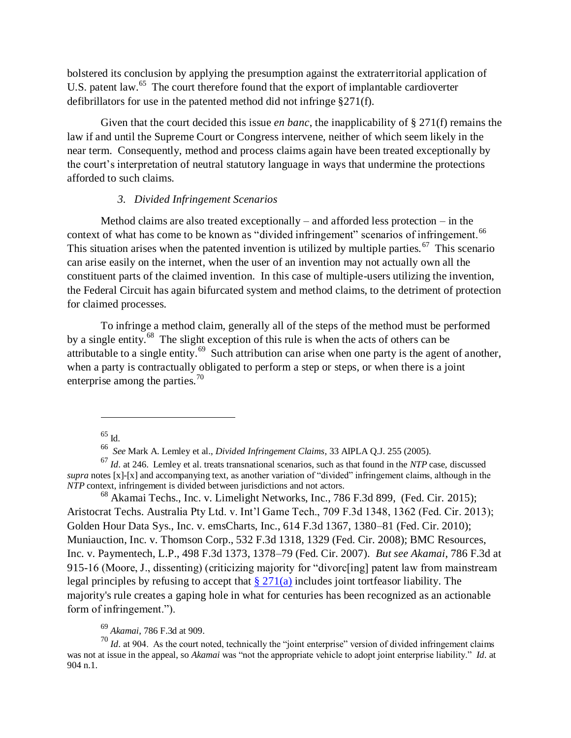bolstered its conclusion by applying the presumption against the extraterritorial application of U.S. patent law.[65] The court therefore found that the export of implantable cardioverter defibrillators for use in the patented method did not infringe §271(f).

Given that the court decided this issue *en banc*, the inapplicability of § 271(f) remains the law if and until the Supreme Court or Congress intervene, neither of which seem likely in the near term. Consequently, method and process claims again have been treated exceptionally by the court's interpretation of neutral statutory language in ways that undermine the protections afforded to such claims.

### *3. Divided Infringement Scenarios*

Method claims are also treated exceptionally – and afforded less protection – in the context of what has come to be known as "divided infringement" scenarios of infringement.[66] This situation arises when the patented invention is utilized by multiple parties.[67] This scenario can arise easily on the internet, when the user of an invention may not actually own all the constituent parts of the claimed invention. In this case of multiple-users utilizing the invention, the Federal Circuit has again bifurcated system and method claims, to the detriment of protection for claimed processes.

To infringe a method claim, generally all of the steps of the method must be performed by a single entity.[68] The slight exception of this rule is when the acts of others can be attributable to a single entity.[69] Such attribution can arise when one party is the agent of another, when a party is contractually obligated to perform a step or steps, or when there is a joint enterprise among the parties.[70]

---

[65] Id.

[66] *See* Mark A. Lemley et al., *Divided Infringement Claims*, 33 AIPLA Q.J. 255 (2005).

[67] *Id*. at 246. Lemley et al. treats transnational scenarios, such as that found in the *NTP* case, discussed *supra* notes [x]-[x] and accompanying text, as another variation of "divided" infringement claims, although in the *NTP* context, infringement is divided between jurisdictions and not actors.

[68] Akamai Techs., Inc. v. Limelight Networks, Inc., 786 F.3d 899, (Fed. Cir. 2015); Aristocrat Techs. Australia Pty Ltd. v. Int'l Game Tech., 709 F.3d 1348, 1362 (Fed. Cir. 2013); Golden Hour Data Sys., Inc. v. emsCharts, Inc., 614 F.3d 1367, 1380–81 (Fed. Cir. 2010); Muniauction, Inc. v. Thomson Corp., 532 F.3d 1318, 1329 (Fed. Cir. 2008); BMC Resources, Inc. v. Paymentech, L.P., 498 F.3d 1373, 1378–79 (Fed. Cir. 2007). *But see Akamai*, 786 F.3d at 915-16 (Moore, J., dissenting) (criticizing majority for "divorc[ing] patent law from mainstream legal principles by refusing to accept that § 271(a) includes joint tortfeasor liability. The majority's rule creates a gaping hole in what for centuries has been recognized as an actionable form of infringement.").

[69] *Akamai*, 786 F.3d at 909.

[70] *Id*. at 904. As the court noted, technically the "joint enterprise" version of divided infringement claims was not at issue in the appeal, so *Akamai* was "not the appropriate vehicle to adopt joint enterprise liability." *Id*. at 904 n.1.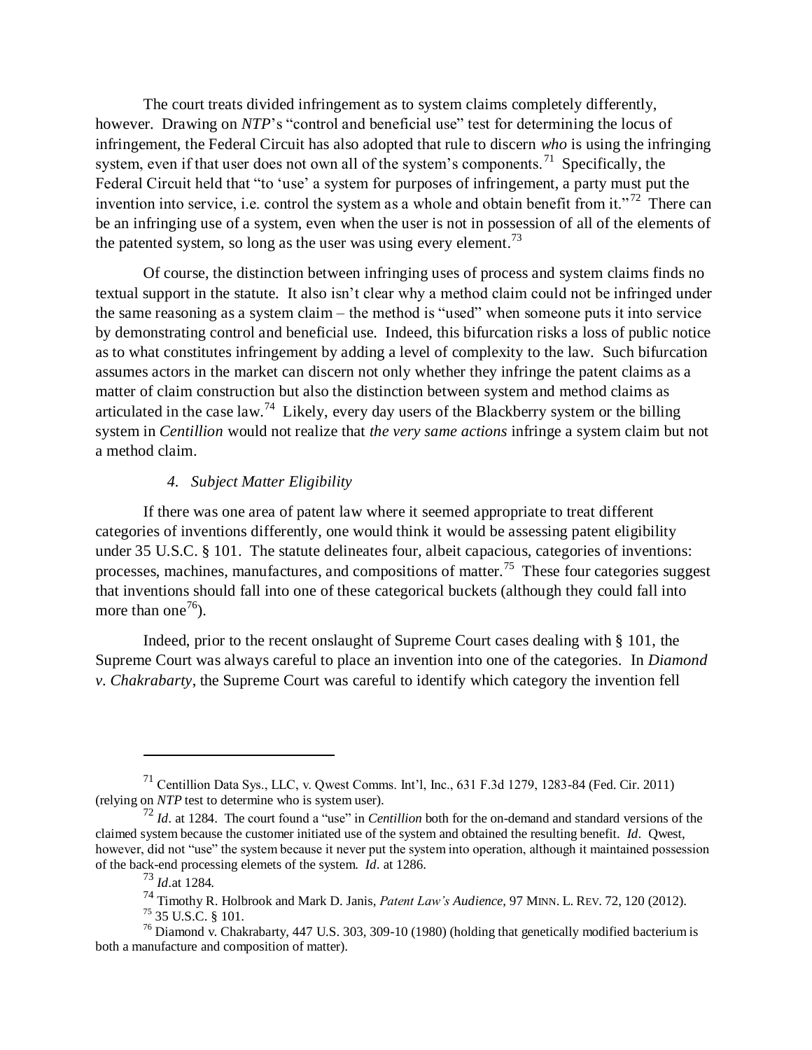The court treats divided infringement as to system claims completely differently, however. Drawing on *NTP*'s "control and beneficial use" test for determining the locus of infringement, the Federal Circuit has also adopted that rule to discern *who* is using the infringing system, even if that user does not own all of the system's components.[71] Specifically, the Federal Circuit held that "to 'use' a system for purposes of infringement, a party must put the invention into service, i.e. control the system as a whole and obtain benefit from it."[72] There can be an infringing use of a system, even when the user is not in possession of all of the elements of the patented system, so long as the user was using every element.[73]

Of course, the distinction between infringing uses of process and system claims finds no textual support in the statute. It also isn't clear why a method claim could not be infringed under the same reasoning as a system claim – the method is "used" when someone puts it into service by demonstrating control and beneficial use. Indeed, this bifurcation risks a loss of public notice as to what constitutes infringement by adding a level of complexity to the law. Such bifurcation assumes actors in the market can discern not only whether they infringe the patent claims as a matter of claim construction but also the distinction between system and method claims as articulated in the case law.[74] Likely, every day users of the Blackberry system or the billing system in *Centillion* would not realize that *the very same actions* infringe a system claim but not a method claim.

#### *4. Subject Matter Eligibility*

If there was one area of patent law where it seemed appropriate to treat different categories of inventions differently, one would think it would be assessing patent eligibility under 35 U.S.C. § 101. The statute delineates four, albeit capacious, categories of inventions: processes, machines, manufactures, and compositions of matter.[75] These four categories suggest that inventions should fall into one of these categorical buckets (although they could fall into more than one[76]).

Indeed, prior to the recent onslaught of Supreme Court cases dealing with § 101, the Supreme Court was always careful to place an invention into one of the categories. In *Diamond v. Chakrabarty*, the Supreme Court was careful to identify which category the invention fell

---

[71] Centillion Data Sys., LLC, v. Qwest Comms. Int'l, Inc., 631 F.3d 1279, 1283-84 (Fed. Cir. 2011) (relying on *NTP* test to determine who is system user).

[72] *Id*. at 1284. The court found a "use" in *Centillion* both for the on-demand and standard versions of the claimed system because the customer initiated use of the system and obtained the resulting benefit. *Id*. Qwest, however, did not "use" the system because it never put the system into operation, although it maintained possession of the back-end processing elemets of the system. *Id*. at 1286.

[73] *Id*.at 1284.

[74] Timothy R. Holbrook and Mark D. Janis, *Patent Law's Audience*, 97 MINN. L. REV. 72, 120 (2012).

[75] 35 U.S.C. § 101.

[76] Diamond v. Chakrabarty, 447 U.S. 303, 309-10 (1980) (holding that genetically modified bacterium is both a manufacture and composition of matter).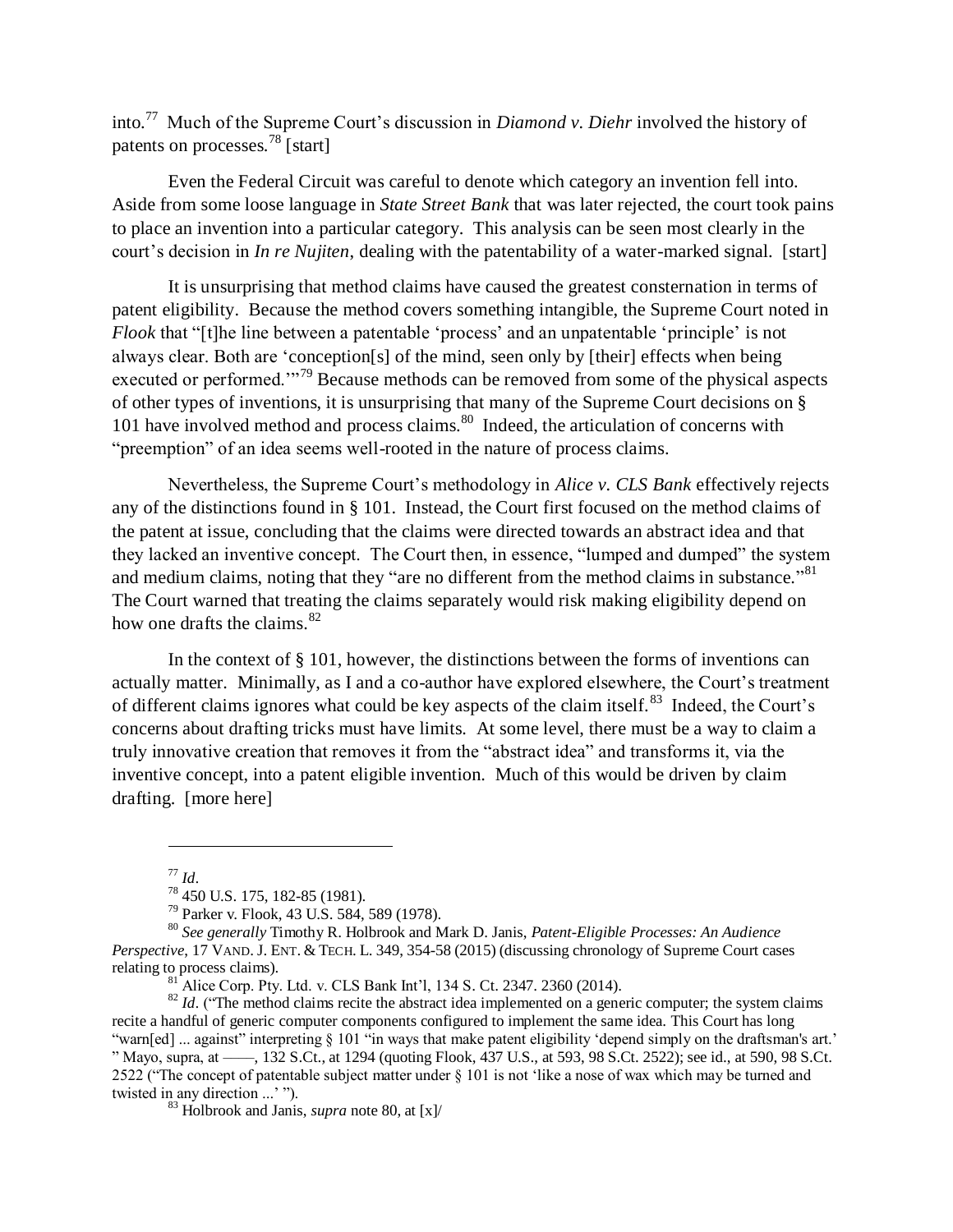into.[77] Much of the Supreme Court's discussion in *Diamond v. Diehr* involved the history of patents on processes.[78] [start]

Even the Federal Circuit was careful to denote which category an invention fell into. Aside from some loose language in *State Street Bank* that was later rejected, the court took pains to place an invention into a particular category. This analysis can be seen most clearly in the court's decision in *In re Nujiten*, dealing with the patentability of a water-marked signal. [start]

It is unsurprising that method claims have caused the greatest consternation in terms of patent eligibility. Because the method covers something intangible, the Supreme Court noted in *Flook* that "[t]he line between a patentable 'process' and an unpatentable 'principle' is not always clear. Both are 'conception[s] of the mind, seen only by [their] effects when being executed or performed.'"[79] Because methods can be removed from some of the physical aspects of other types of inventions, it is unsurprising that many of the Supreme Court decisions on § 101 have involved method and process claims.[80] Indeed, the articulation of concerns with "preemption" of an idea seems well-rooted in the nature of process claims.

Nevertheless, the Supreme Court's methodology in *Alice v. CLS Bank* effectively rejects any of the distinctions found in § 101. Instead, the Court first focused on the method claims of the patent at issue, concluding that the claims were directed towards an abstract idea and that they lacked an inventive concept. The Court then, in essence, "lumped and dumped" the system and medium claims, noting that they "are no different from the method claims in substance."[81] The Court warned that treating the claims separately would risk making eligibility depend on how one drafts the claims.[82]

In the context of § 101, however, the distinctions between the forms of inventions can actually matter. Minimally, as I and a co-author have explored elsewhere, the Court's treatment of different claims ignores what could be key aspects of the claim itself.[83] Indeed, the Court's concerns about drafting tricks must have limits. At some level, there must be a way to claim a truly innovative creation that removes it from the "abstract idea" and transforms it, via the inventive concept, into a patent eligible invention. Much of this would be driven by claim drafting. [more here]

---

[77] *Id*.

[78] 450 U.S. 175, 182-85 (1981).

[79] Parker v. Flook, 43 U.S. 584, 589 (1978).

[80] *See generally* Timothy R. Holbrook and Mark D. Janis, *Patent-Eligible Processes: An Audience Perspective*, 17 VAND. J. ENT. & TECH. L. 349, 354-58 (2015) (discussing chronology of Supreme Court cases relating to process claims).

[81] Alice Corp. Pty. Ltd. v. CLS Bank Int'l, 134 S. Ct. 2347. 2360 (2014).

[82] *Id*. ("The method claims recite the abstract idea implemented on a generic computer; the system claims recite a handful of generic computer components configured to implement the same idea. This Court has long "warn[ed] ... against" interpreting § 101 "in ways that make patent eligibility 'depend simply on the draftsman's art.' " Mayo, supra, at ——, 132 S.Ct., at 1294 (quoting Flook, 437 U.S., at 593, 98 S.Ct. 2522); see id., at 590, 98 S.Ct. 2522 ("The concept of patentable subject matter under § 101 is not 'like a nose of wax which may be turned and twisted in any direction ...' ").

[83] Holbrook and Janis, *supra* note 80, at [x]/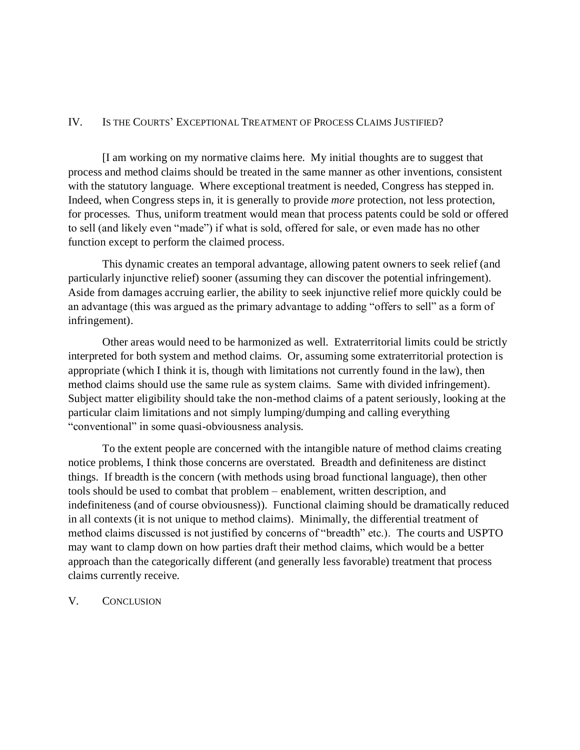## IV. Is the Courts' Exceptional Treatment of Process Claims Justified?

[I am working on my normative claims here. My initial thoughts are to suggest that process and method claims should be treated in the same manner as other inventions, consistent with the statutory language. Where exceptional treatment is needed, Congress has stepped in. Indeed, when Congress steps in, it is generally to provide *more* protection, not less protection, for processes. Thus, uniform treatment would mean that process patents could be sold or offered to sell (and likely even "made") if what is sold, offered for sale, or even made has no other function except to perform the claimed process.

This dynamic creates an temporal advantage, allowing patent owners to seek relief (and particularly injunctive relief) sooner (assuming they can discover the potential infringement). Aside from damages accruing earlier, the ability to seek injunctive relief more quickly could be an advantage (this was argued as the primary advantage to adding "offers to sell" as a form of infringement).

Other areas would need to be harmonized as well. Extraterritorial limits could be strictly interpreted for both system and method claims. Or, assuming some extraterritorial protection is appropriate (which I think it is, though with limitations not currently found in the law), then method claims should use the same rule as system claims. Same with divided infringement). Subject matter eligibility should take the non-method claims of a patent seriously, looking at the particular claim limitations and not simply lumping/dumping and calling everything "conventional" in some quasi-obviousness analysis.

To the extent people are concerned with the intangible nature of method claims creating notice problems, I think those concerns are overstated. Breadth and definiteness are distinct things. If breadth is the concern (with methods using broad functional language), then other tools should be used to combat that problem – enablement, written description, and indefiniteness (and of course obviousness)). Functional claiming should be dramatically reduced in all contexts (it is not unique to method claims). Minimally, the differential treatment of method claims discussed is not justified by concerns of "breadth" etc.). The courts and USPTO may want to clamp down on how parties draft their method claims, which would be a better approach than the categorically different (and generally less favorable) treatment that process claims currently receive.

## V. Conclusion